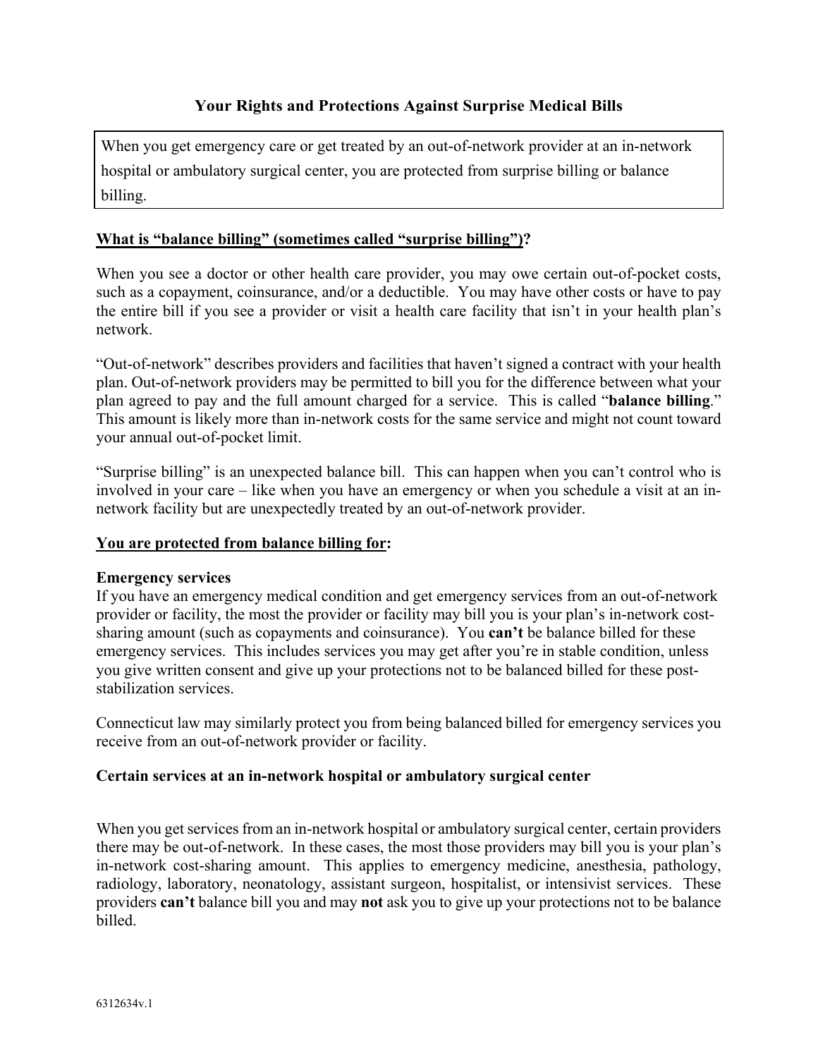# Your Rights and Protections Against Surprise Medical Bills

When you get emergency care or get treated by an out-of-network provider at an in-network hospital or ambulatory surgical center, you are protected from surprise billing or balance billing.

## What is "balance billing" (sometimes called "surprise billing")?

When you see a doctor or other health care provider, you may owe certain out-of-pocket costs, such as a copayment, coinsurance, and/or a deductible. You may have other costs or have to pay the entire bill if you see a provider or visit a health care facility that isn't in your health plan's network.

"Out-of-network" describes providers and facilities that haven't signed a contract with your health plan. Out-of-network providers may be permitted to bill you for the difference between what your plan agreed to pay and the full amount charged for a service. This is called "**balance billing**." This amount is likely more than in-network costs for the same service and might not count toward your annual out-of-pocket limit.

"Surprise billing" is an unexpected balance bill. This can happen when you can't control who is involved in your care – like when you have an emergency or when you schedule a visit at an in-network facility but are unexpectedly treated by an out-of-network provider.

## You are protected from balance billing for:

### Emergency services

If you have an emergency medical condition and get emergency services from an out-of-network provider or facility, the most the provider or facility may bill you is your plan's in-network cost-sharing amount (such as copayments and coinsurance). You **can't** be balance billed for these emergency services. This includes services you may get after you're in stable condition, unless you give written consent and give up your protections not to be balanced billed for these post-stabilization services.

Connecticut law may similarly protect you from being balanced billed for emergency services you receive from an out-of-network provider or facility.

### Certain services at an in-network hospital or ambulatory surgical center

When you get services from an in-network hospital or ambulatory surgical center, certain providers there may be out-of-network. In these cases, the most those providers may bill you is your plan's in-network cost-sharing amount. This applies to emergency medicine, anesthesia, pathology, radiology, laboratory, neonatology, assistant surgeon, hospitalist, or intensivist services. These providers **can't** balance bill you and may **not** ask you to give up your protections not to be balance billed.

6312634v.1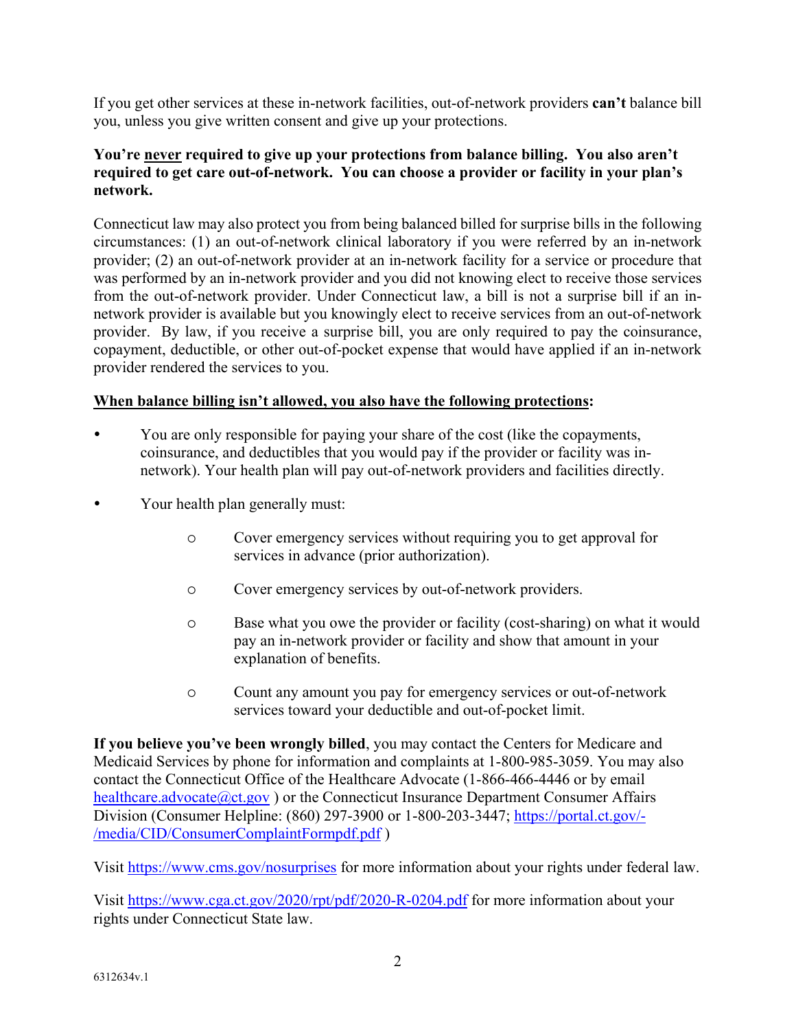If you get other services at these in-network facilities, out-of-network providers **can't** balance bill you, unless you give written consent and give up your protections.

**You're <u>never</u> required to give up your protections from balance billing. You also aren't required to get care out-of-network. You can choose a provider or facility in your plan's network.**

Connecticut law may also protect you from being balanced billed for surprise bills in the following circumstances: (1) an out-of-network clinical laboratory if you were referred by an in-network provider; (2) an out-of-network provider at an in-network facility for a service or procedure that was performed by an in-network provider and you did not knowing elect to receive those services from the out-of-network provider. Under Connecticut law, a bill is not a surprise bill if an in-network provider is available but you knowingly elect to receive services from an out-of-network provider. By law, if you receive a surprise bill, you are only required to pay the coinsurance, copayment, deductible, or other out-of-pocket expense that would have applied if an in-network provider rendered the services to you.

**<u>When balance billing isn't allowed, you also have the following protections</u>:**

- You are only responsible for paying your share of the cost (like the copayments, coinsurance, and deductibles that you would pay if the provider or facility was in-network). Your health plan will pay out-of-network providers and facilities directly.
- Your health plan generally must:
  - Cover emergency services without requiring you to get approval for services in advance (prior authorization).
  - Cover emergency services by out-of-network providers.
  - Base what you owe the provider or facility (cost-sharing) on what it would pay an in-network provider or facility and show that amount in your explanation of benefits.
  - Count any amount you pay for emergency services or out-of-network services toward your deductible and out-of-pocket limit.

**If you believe you've been wrongly billed**, you may contact the Centers for Medicare and Medicaid Services by phone for information and complaints at 1-800-985-3059. You may also contact the Connecticut Office of the Healthcare Advocate (1-866-466-4446 or by email healthcare.advocate@ct.gov ) or the Connecticut Insurance Department Consumer Affairs Division (Consumer Helpline: (860) 297-3900 or 1-800-203-3447; https://portal.ct.gov/-/media/CID/ConsumerComplaintFormpdf.pdf )

Visit https://www.cms.gov/nosurprises for more information about your rights under federal law.

Visit https://www.cga.ct.gov/2020/rpt/pdf/2020-R-0204.pdf for more information about your rights under Connecticut State law.

6312634v.1